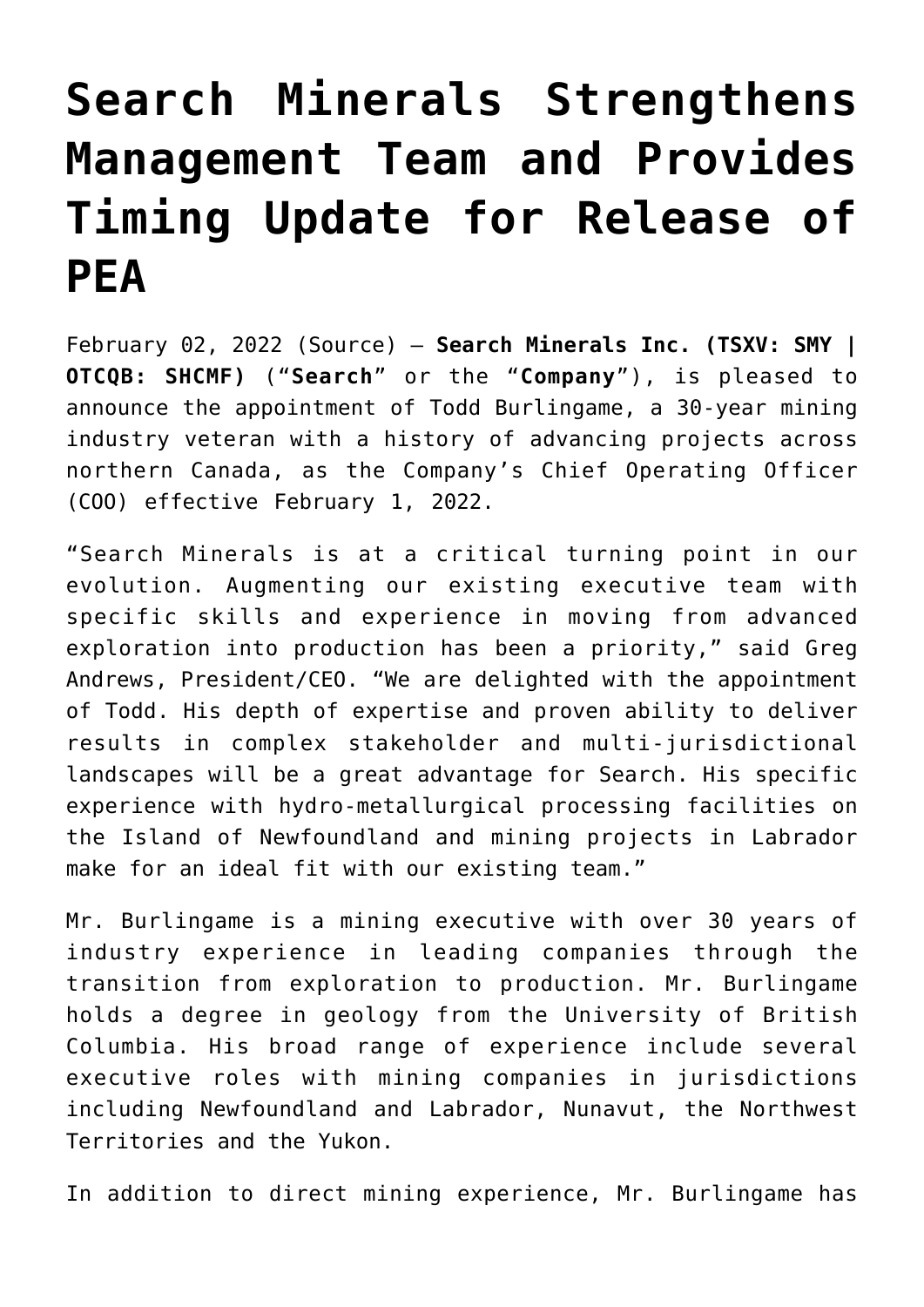# Search Minerals Strengthens Management Team and Provides Timing Update for Release of PEA

February 02, 2022 (Source) — **Search Minerals Inc. (TSXV: SMY | OTCQB: SHCMF)** ("**Search**" or the "**Company**"), is pleased to announce the appointment of Todd Burlingame, a 30-year mining industry veteran with a history of advancing projects across northern Canada, as the Company's Chief Operating Officer (COO) effective February 1, 2022.

"Search Minerals is at a critical turning point in our evolution. Augmenting our existing executive team with specific skills and experience in moving from advanced exploration into production has been a priority," said Greg Andrews, President/CEO. "We are delighted with the appointment of Todd. His depth of expertise and proven ability to deliver results in complex stakeholder and multi-jurisdictional landscapes will be a great advantage for Search. His specific experience with hydro-metallurgical processing facilities on the Island of Newfoundland and mining projects in Labrador make for an ideal fit with our existing team."

Mr. Burlingame is a mining executive with over 30 years of industry experience in leading companies through the transition from exploration to production. Mr. Burlingame holds a degree in geology from the University of British Columbia. His broad range of experience include several executive roles with mining companies in jurisdictions including Newfoundland and Labrador, Nunavut, the Northwest Territories and the Yukon.

In addition to direct mining experience, Mr. Burlingame has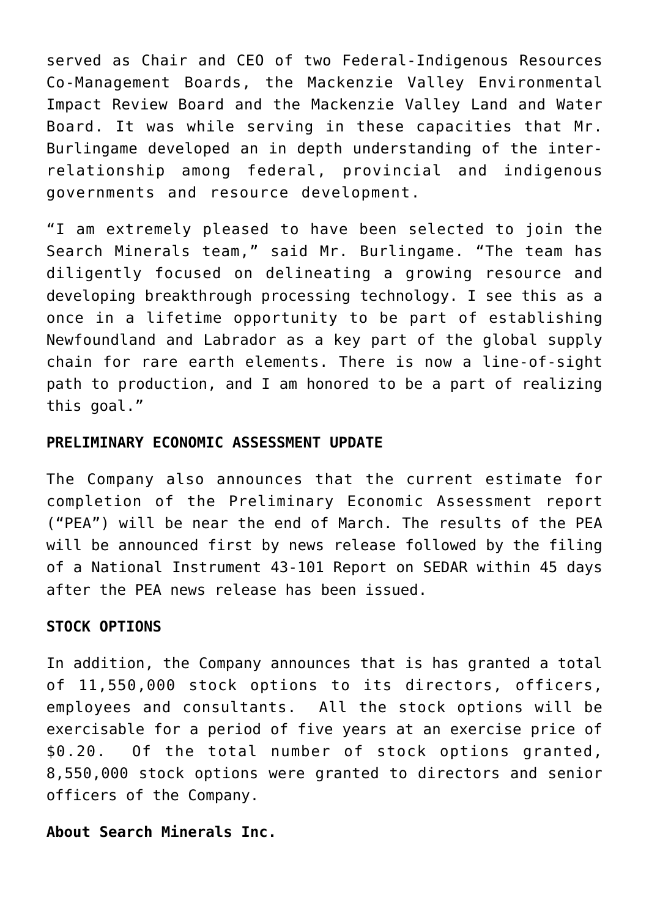served as Chair and CEO of two Federal-Indigenous Resources Co-Management Boards, the Mackenzie Valley Environmental Impact Review Board and the Mackenzie Valley Land and Water Board. It was while serving in these capacities that Mr. Burlingame developed an in depth understanding of the inter-relationship among federal, provincial and indigenous governments and resource development.

“I am extremely pleased to have been selected to join the Search Minerals team,” said Mr. Burlingame. “The team has diligently focused on delineating a growing resource and developing breakthrough processing technology. I see this as a once in a lifetime opportunity to be part of establishing Newfoundland and Labrador as a key part of the global supply chain for rare earth elements. There is now a line-of-sight path to production, and I am honored to be a part of realizing this goal.”

**PRELIMINARY ECONOMIC ASSESSMENT UPDATE**

The Company also announces that the current estimate for completion of the Preliminary Economic Assessment report (“PEA”) will be near the end of March. The results of the PEA will be announced first by news release followed by the filing of a National Instrument 43-101 Report on SEDAR within 45 days after the PEA news release has been issued.

**STOCK OPTIONS**

In addition, the Company announces that is has granted a total of 11,550,000 stock options to its directors, officers, employees and consultants. All the stock options will be exercisable for a period of five years at an exercise price of $0.20. Of the total number of stock options granted, 8,550,000 stock options were granted to directors and senior officers of the Company.

**About Search Minerals Inc.**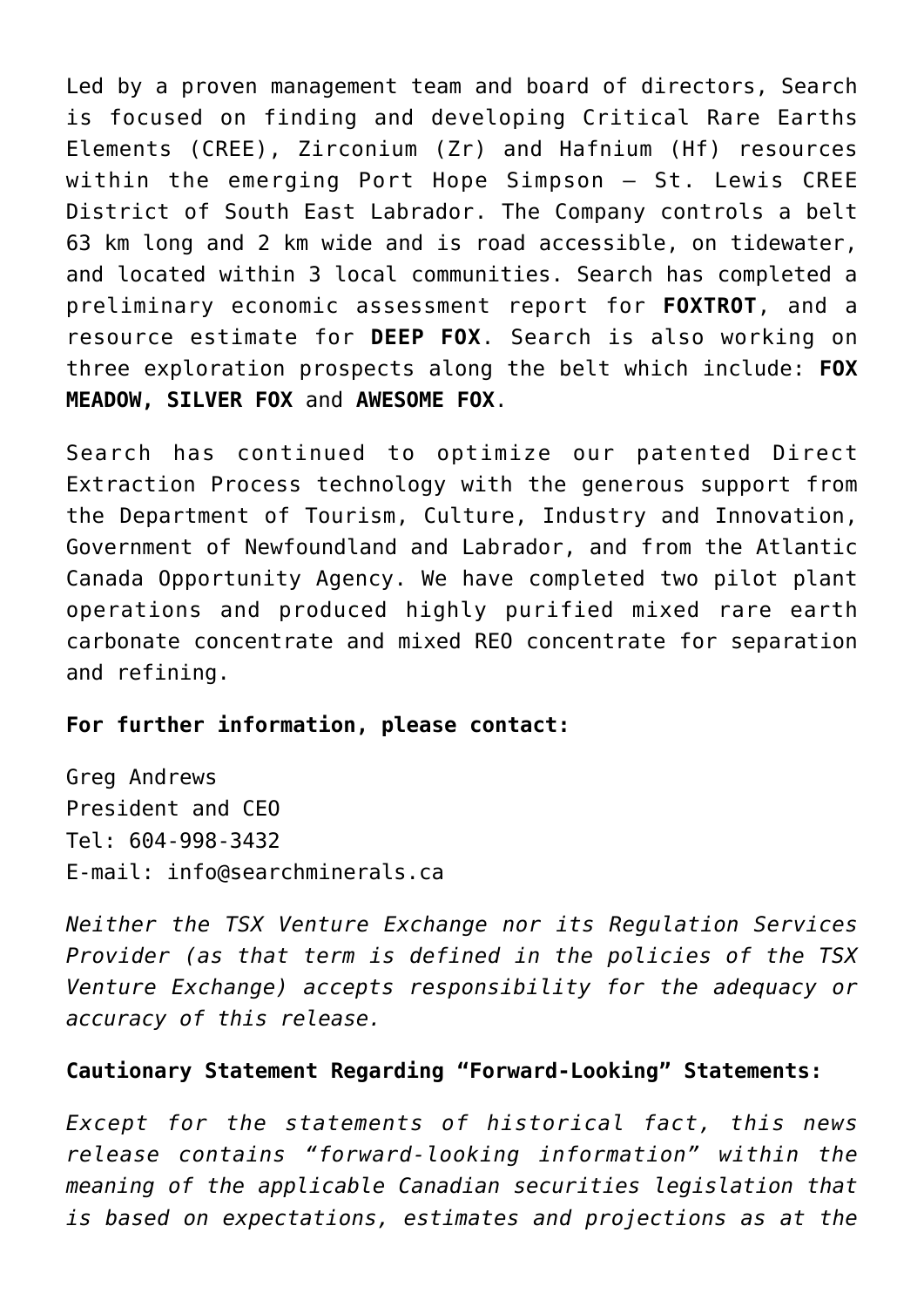Led by a proven management team and board of directors, Search is focused on finding and developing Critical Rare Earths Elements (CREE), Zirconium (Zr) and Hafnium (Hf) resources within the emerging Port Hope Simpson – St. Lewis CREE District of South East Labrador. The Company controls a belt 63 km long and 2 km wide and is road accessible, on tidewater, and located within 3 local communities. Search has completed a preliminary economic assessment report for **FOXTROT**, and a resource estimate for **DEEP FOX**. Search is also working on three exploration prospects along the belt which include: **FOX MEADOW, SILVER FOX** and **AWESOME FOX**.

Search has continued to optimize our patented Direct Extraction Process technology with the generous support from the Department of Tourism, Culture, Industry and Innovation, Government of Newfoundland and Labrador, and from the Atlantic Canada Opportunity Agency. We have completed two pilot plant operations and produced highly purified mixed rare earth carbonate concentrate and mixed REO concentrate for separation and refining.

**For further information, please contact:**

Greg Andrews
President and CEO
Tel: 604-998-3432
E-mail: info@searchminerals.ca

*Neither the TSX Venture Exchange nor its Regulation Services Provider (as that term is defined in the policies of the TSX Venture Exchange) accepts responsibility for the adequacy or accuracy of this release.*

**Cautionary Statement Regarding "Forward-Looking" Statements:**

*Except for the statements of historical fact, this news release contains "forward-looking information" within the meaning of the applicable Canadian securities legislation that is based on expectations, estimates and projections as at the*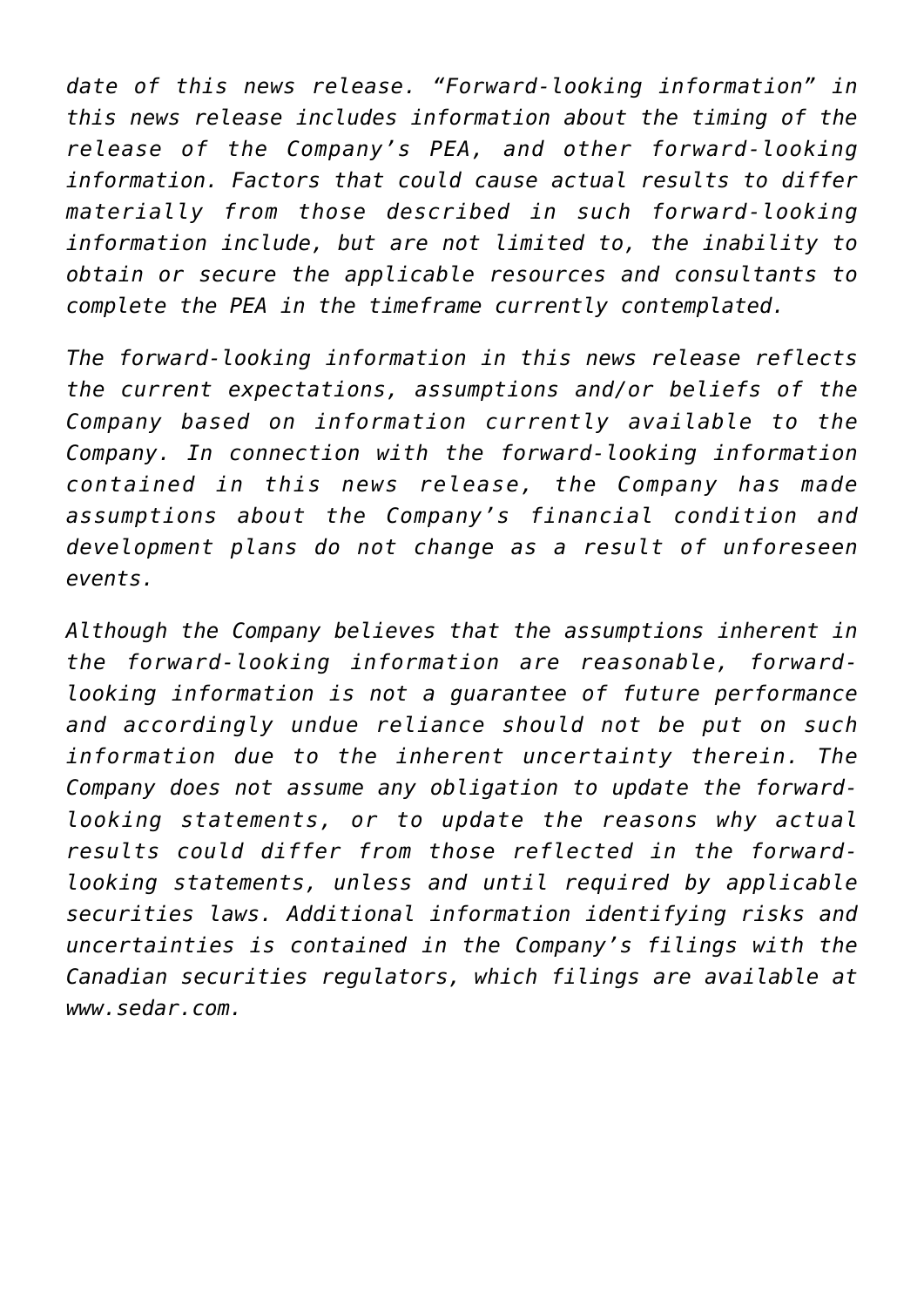*date of this news release. "Forward-looking information" in this news release includes information about the timing of the release of the Company's PEA, and other forward-looking information. Factors that could cause actual results to differ materially from those described in such forward-looking information include, but are not limited to, the inability to obtain or secure the applicable resources and consultants to complete the PEA in the timeframe currently contemplated.*

*The forward-looking information in this news release reflects the current expectations, assumptions and/or beliefs of the Company based on information currently available to the Company. In connection with the forward-looking information contained in this news release, the Company has made assumptions about the Company's financial condition and development plans do not change as a result of unforeseen events.*

*Although the Company believes that the assumptions inherent in the forward-looking information are reasonable, forward-looking information is not a guarantee of future performance and accordingly undue reliance should not be put on such information due to the inherent uncertainty therein. The Company does not assume any obligation to update the forward-looking statements, or to update the reasons why actual results could differ from those reflected in the forward-looking statements, unless and until required by applicable securities laws. Additional information identifying risks and uncertainties is contained in the Company's filings with the Canadian securities regulators, which filings are available at www.sedar.com.*